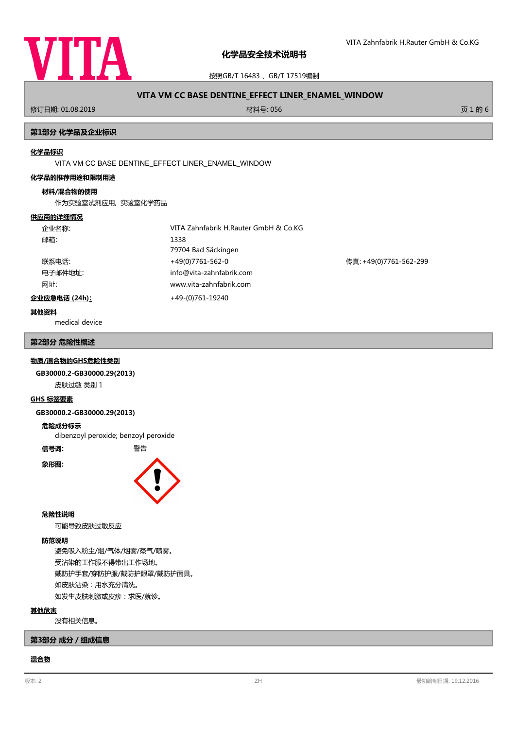# 化学品安全技术说明书

按照GB/T 16483 、GB/T 17519编制

## VITA VM CC BASE DENTINE_EFFECT LINER_ENAMEL_WINDOW

修订日期: 01.08.2019 材料号: 056

## 第1部分 化学品及企业标识

**化学品标识**

VITA VM CC BASE DENTINE_EFFECT LINER_ENAMEL_WINDOW

**化学品的推荐用途和限制用途**

**材料/混合物的使用**

作为实验室试剂应用, 实验室化学药品

**供应商的详细情况**

| | | |
|---|---|---|
| 企业名称: | VITA Zahnfabrik H.Rauter GmbH & Co.KG | |
| 邮箱: | 1338<br>79704 Bad Säckingen | |
| 联系电话: | +49(0)7761-562-0 | 传真: +49(0)7761-562-299 |
| 电子邮件地址: | info@vita-zahnfabrik.com | |
| 网址: | www.vita-zahnfabrik.com | |
| **企业应急电话 (24h):** | +49-(0)761-19240 | |

**其他资料**

medical device

## 第2部分 危险性概述

**物质/混合物的GHS危险性类别**

**GB30000.2-GB30000.29(2013)**

皮肤过敏 类别 1

**GHS 标签要素**

**GB30000.2-GB30000.29(2013)**

**危险成分标示**

dibenzoyl peroxide; benzoyl peroxide

**信号词:** 警告

**象形图:**

**危险性说明**

可能导致皮肤过敏反应

**防范说明**

避免吸入粉尘/烟/气体/烟雾/蒸气/喷雾。

受沾染的工作服不得带出工作场地。

戴防护手套/穿防护服/戴防护眼罩/戴防护面具。

如皮肤沾染：用水充分清洗。

如发生皮肤刺激或皮疹：求医/就诊。

**其他危害**

没有相关信息。

## 第3部分 成分 / 组成信息

**混合物**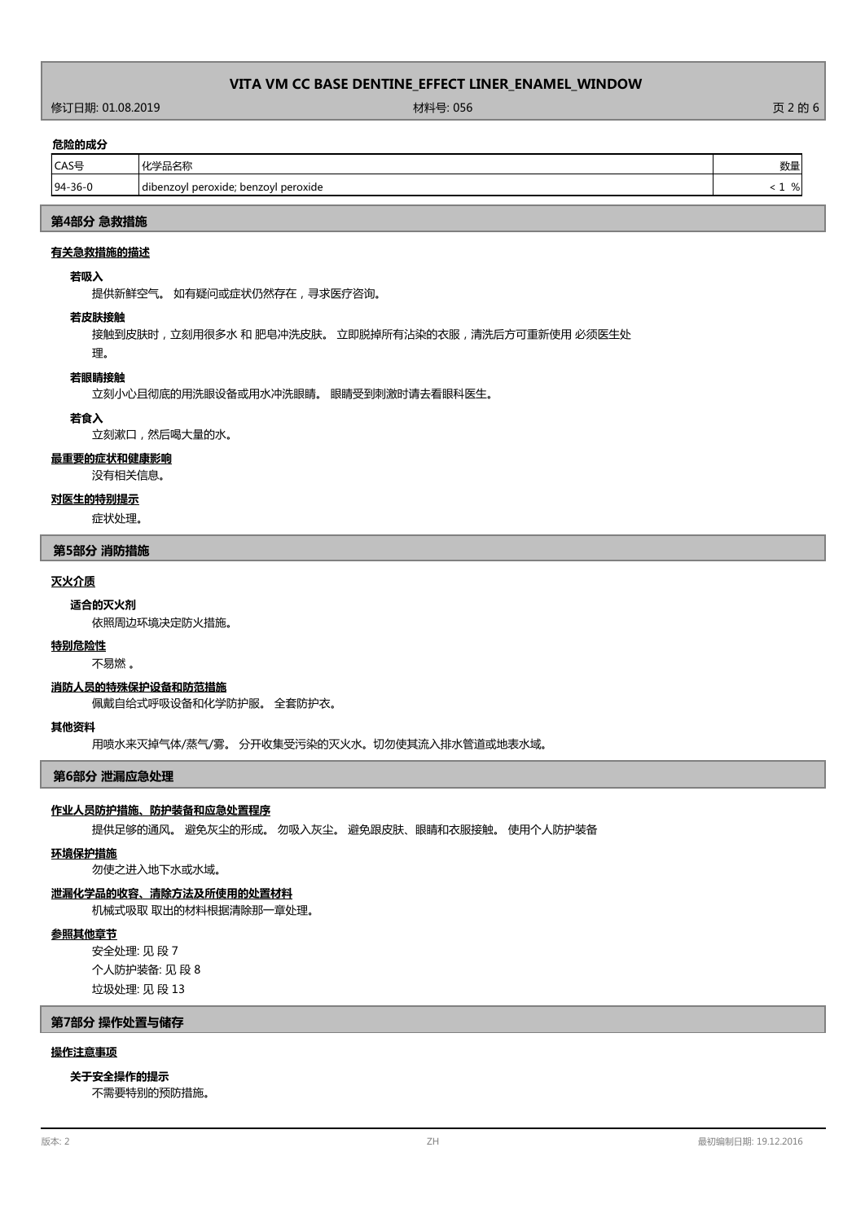**危险的成分**

| CAS号 | 化学品名称 | 数量 |
|---|---|---|
| 94-36-0 | dibenzoyl peroxide; benzoyl peroxide | < 1 % |

## 第4部分 急救措施

### 有关急救措施的描述

**若吸入**

提供新鲜空气。 如有疑问或症状仍然存在，寻求医疗咨询。

**若皮肤接触**

接触到皮肤时，立刻用很多水 和 肥皂冲洗皮肤。 立即脱掉所有沾染的衣服，清洗后方可重新使用 必须医生处理。

**若眼睛接触**

立刻小心且彻底的用洗眼设备或用水冲洗眼睛。 眼睛受到刺激时请去看眼科医生。

**若食入**

立刻漱口，然后喝大量的水。

### 最重要的症状和健康影响

没有相关信息。

### 对医生的特别提示

症状处理。

## 第5部分 消防措施

### 灭火介质

**适合的灭火剂**

依照周边环境决定防火措施。

### 特别危险性

不易燃 。

### 消防人员的特殊保护设备和防范措施

佩戴自给式呼吸设备和化学防护服。 全套防护衣。

### 其他资料

用喷水来灭掉气体/蒸气/雾。 分开收集受污染的灭火水。切勿使其流入排水管道或地表水域。

## 第6部分 泄漏应急处理

### 作业人员防护措施、防护装备和应急处置程序

提供足够的通风。 避免灰尘的形成。 勿吸入灰尘。 避免跟皮肤、眼睛和衣服接触。 使用个人防护装备

### 环境保护措施

勿使之进入地下水或水域。

### 泄漏化学品的收容、清除方法及所使用的处置材料

机械式吸取 取出的材料根据清除那一章处理。

### 参照其他章节

安全处理: 见 段 7

个人防护装备: 见 段 8

垃圾处理: 见 段 13

## 第7部分 操作处置与储存

### 操作注意事项

**关于安全操作的提示**

不需要特别的预防措施。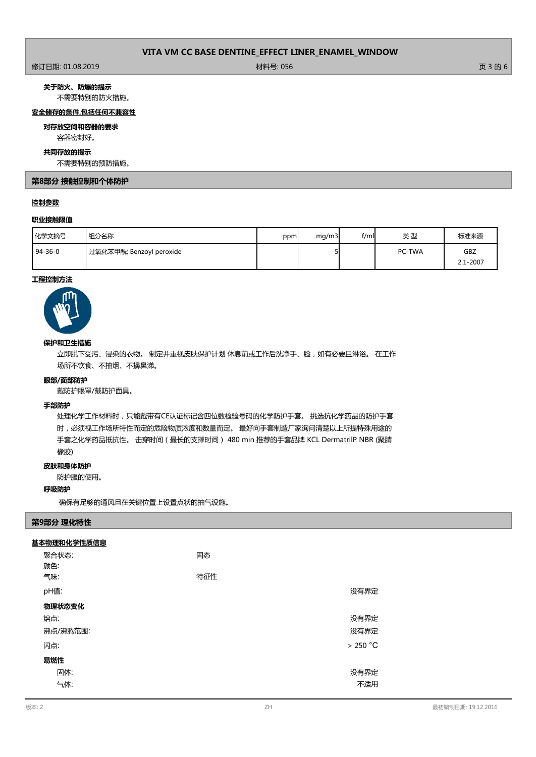**关于防火、防爆的提示**

不需要特别的防火措施。

**安全储存的条件,包括任何不兼容性**

**对存放空间和容器的要求**

容器密封好。

**共同存放的提示**

不需要特别的预防措施。

## 第8部分 接触控制和个体防护

**控制参数**

**职业接触限值**

| 化学文摘号 | 组分名称 | ppm | mg/m3 | f/ml | 类 型 | 标准来源 |
|---|---|---|---|---|---|---|
| 94-36-0 | 过氧化苯甲酰; Benzoyl peroxide | | 5 | | PC-TWA | GBZ 2.1-2007 |

**工程控制方法**

**保护和卫生措施**

立即脱下受污、浸染的衣物。 制定并重视皮肤保护计划 休息前或工作后洗净手、脸，如有必要且淋浴。 在工作场所不饮食、不抽烟、不擤鼻涕。

**眼部/面部防护**

戴防护眼罩/戴防护面具。

**手部防护**

处理化学工作材料时，只能戴带有CE认证标记含四位数检验号码的化学防护手套。 挑选抗化学药品的防护手套时，必须视工作场所特性而定的危险物质浓度和数量而定。 最好向手套制造厂家询问清楚以上所提特殊用途的手套之化学药品抵抗性。 击穿时间（最长的支撑时间） 480 min 推荐的手套品牌 KCL DermatrilP NBR (聚腈橡胶)

**皮肤和身体防护**

防护服的使用。

**呼吸防护**

确保有足够的通风且在关键位置上设置点状的抽气设施。

## 第9部分 理化特性

**基本物理和化学性质信息**

| | | |
|---|---|---|
| 聚合状态: | 固态 | |
| 颜色: | | |
| 气味: | 特征性 | |
| pH值: | | 没有界定 |
| **物理状态变化** | | |
| 熔点: | | 没有界定 |
| 沸点/沸腾范围: | | 没有界定 |
| 闪点: | | > 250 °C |
| **易燃性** | | |
| 固体: | | 没有界定 |
| 气体: | | 不适用 |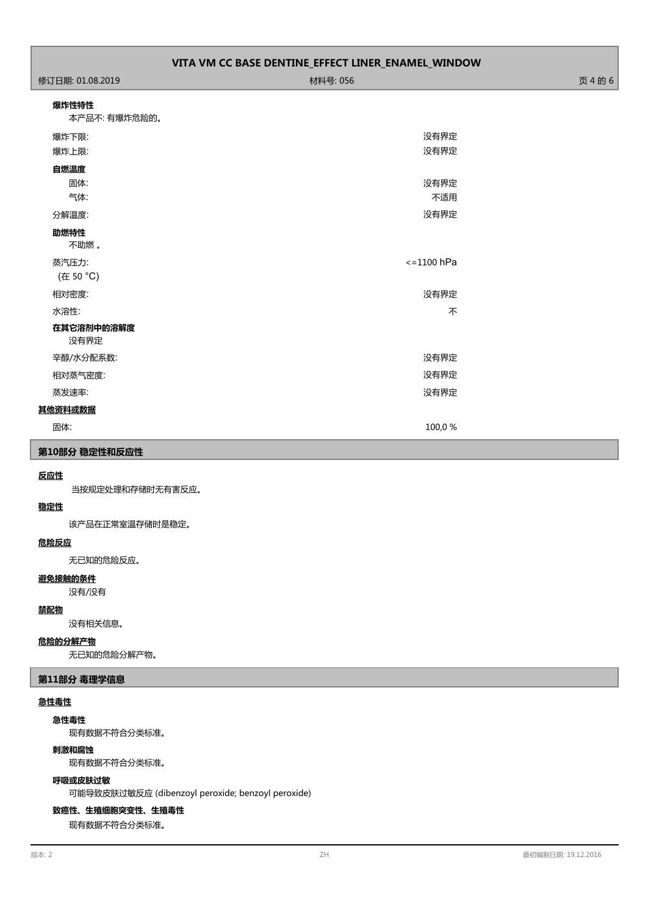**爆炸性特性**

本产品不: 有爆炸危险的。

| | |
|---|---|
| 爆炸下限: | 没有界定 |
| 爆炸上限: | 没有界定 |

**自燃温度**

| | |
|---|---|
| 固体: | 没有界定 |
| 气体: | 不适用 |
| 分解温度: | 没有界定 |

**助燃特性**

不助燃 。

| | |
|---|---|
| 蒸汽压力:<br>(在 50 °C) | <=1100 hPa |
| 相对密度: | 没有界定 |
| 水溶性: | 不 |

**在其它溶剂中的溶解度**

没有界定

| | |
|---|---|
| 辛醇/水分配系数: | 没有界定 |
| 相对蒸气密度: | 没有界定 |
| 蒸发速率: | 没有界定 |

**其他资料或数据**

| | |
|---|---|
| 固体: | 100,0 % |

## 第10部分 稳定性和反应性

**反应性**

当按规定处理和存储时无有害反应。

**稳定性**

该产品在正常室温存储时是稳定。

**危险反应**

无已知的危险反应。

**避免接触的条件**

没有/没有

**禁配物**

没有相关信息。

**危险的分解产物**

无已知的危险分解产物。

## 第11部分 毒理学信息

**急性毒性**

**急性毒性**

现有数据不符合分类标准。

**刺激和腐蚀**

现有数据不符合分类标准。

**呼吸或皮肤过敏**

可能导致皮肤过敏反应 (dibenzoyl peroxide; benzoyl peroxide)

**致癌性、生殖细胞突变性、生殖毒性**

现有数据不符合分类标准。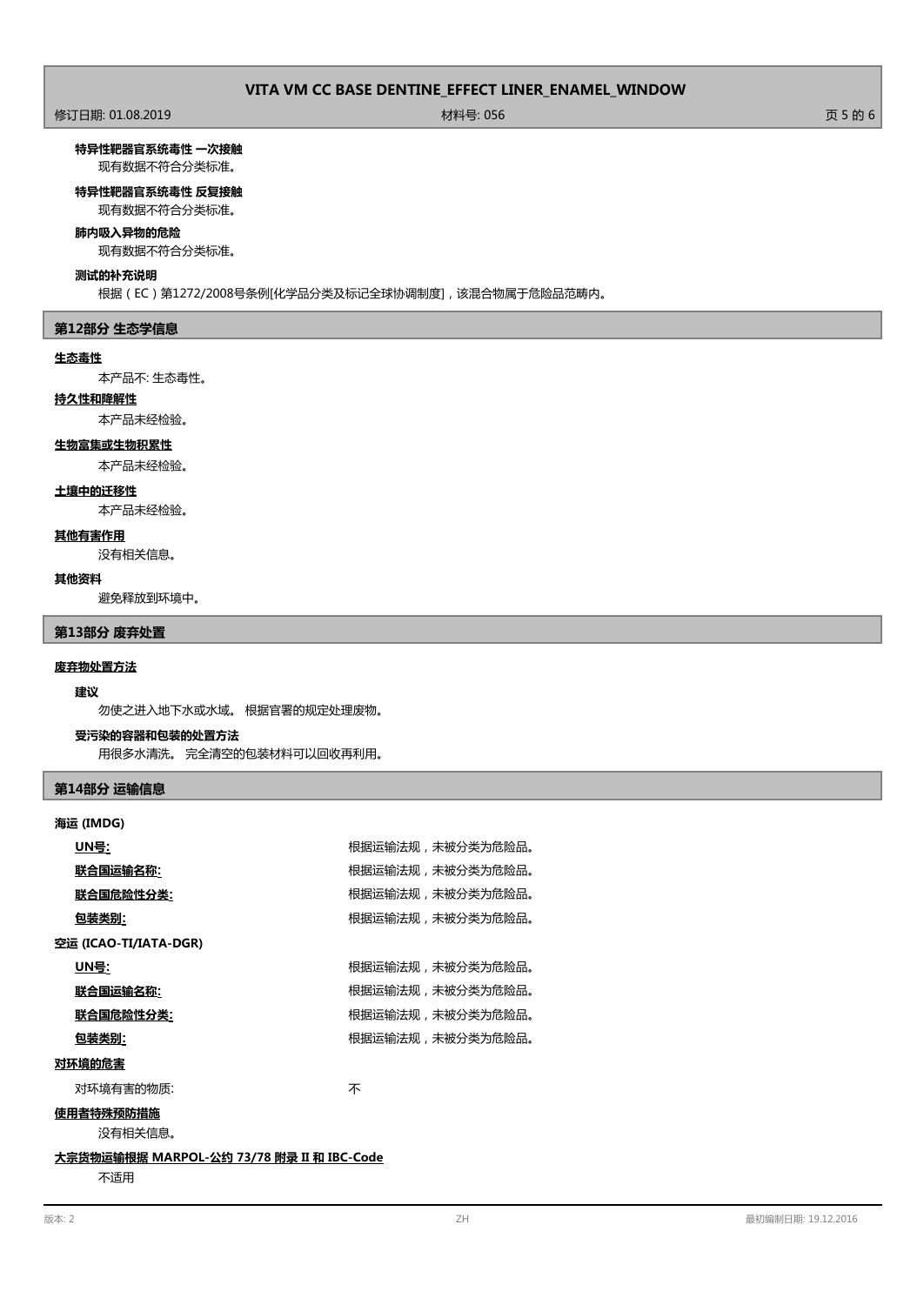**特异性靶器官系统毒性 一次接触**

现有数据不符合分类标准。

**特异性靶器官系统毒性 反复接触**

现有数据不符合分类标准。

**肺内吸入异物的危险**

现有数据不符合分类标准。

**测试的补充说明**

根据（EC）第1272/2008号条例[化学品分类及标记全球协调制度]，该混合物属于危险品范畴内。

## 第12部分 生态学信息

**生态毒性**

本产品不: 生态毒性。

**持久性和降解性**

本产品未经检验。

**生物富集或生物积累性**

本产品未经检验。

**土壤中的迁移性**

本产品未经检验。

**其他有害作用**

没有相关信息。

**其他资料**

避免释放到环境中。

## 第13部分 废弃处置

**废弃物处置方法**

**建议**

勿使之进入地下水或水域。 根据官署的规定处理废物。

**受污染的容器和包装的处置方法**

用很多水清洗。 完全清空的包装材料可以回收再利用。

## 第14部分 运输信息

**海运 (IMDG)**

| | |
|---|---|
| **UN号:** | 根据运输法规，未被分类为危险品。 |
| **联合国运输名称:** | 根据运输法规，未被分类为危险品。 |
| **联合国危险性分类:** | 根据运输法规，未被分类为危险品。 |
| **包装类别:** | 根据运输法规，未被分类为危险品。 |

**空运 (ICAO-TI/IATA-DGR)**

| | |
|---|---|
| **UN号:** | 根据运输法规，未被分类为危险品。 |
| **联合国运输名称:** | 根据运输法规，未被分类为危险品。 |
| **联合国危险性分类:** | 根据运输法规，未被分类为危险品。 |
| **包装类别:** | 根据运输法规，未被分类为危险品。 |

**对环境的危害**

对环境有害的物质: 不

**使用者特殊预防措施**

没有相关信息。

**大宗货物运输根据 MARPOL-公约 73/78 附录 II 和 IBC-Code**

不适用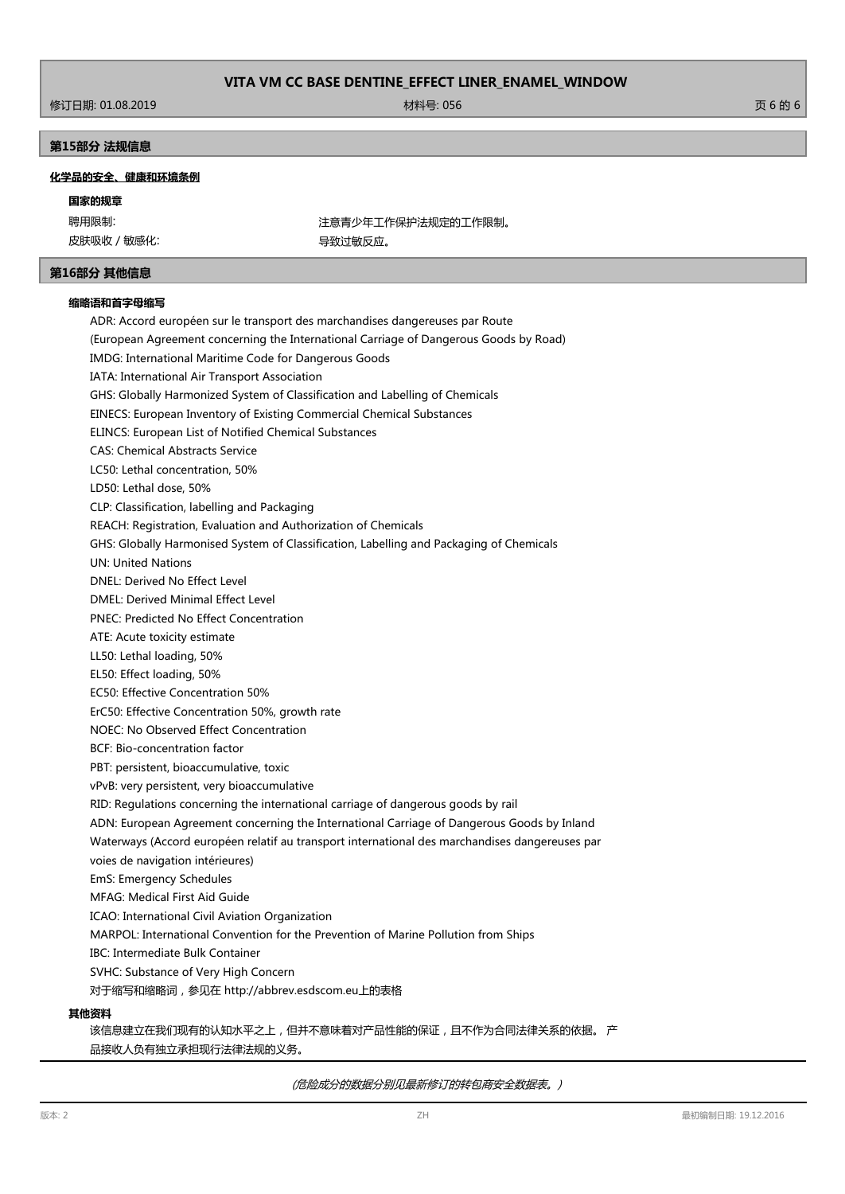## 第15部分 法规信息

**化学品的安全、健康和环境条例**

**国家的规章**

聘用限制: 注意青少年工作保护法规定的工作限制。

皮肤吸收 / 敏感化: 导致过敏反应。

## 第16部分 其他信息

**缩略语和首字母缩写**

ADR: Accord européen sur le transport des marchandises dangereuses par Route
(European Agreement concerning the International Carriage of Dangerous Goods by Road)
IMDG: International Maritime Code for Dangerous Goods
IATA: International Air Transport Association
GHS: Globally Harmonized System of Classification and Labelling of Chemicals
EINECS: European Inventory of Existing Commercial Chemical Substances
ELINCS: European List of Notified Chemical Substances
CAS: Chemical Abstracts Service
LC50: Lethal concentration, 50%
LD50: Lethal dose, 50%
CLP: Classification, labelling and Packaging
REACH: Registration, Evaluation and Authorization of Chemicals
GHS: Globally Harmonised System of Classification, Labelling and Packaging of Chemicals
UN: United Nations
DNEL: Derived No Effect Level
DMEL: Derived Minimal Effect Level
PNEC: Predicted No Effect Concentration
ATE: Acute toxicity estimate
LL50: Lethal loading, 50%
EL50: Effect loading, 50%
EC50: Effective Concentration 50%
ErC50: Effective Concentration 50%, growth rate
NOEC: No Observed Effect Concentration
BCF: Bio-concentration factor
PBT: persistent, bioaccumulative, toxic
vPvB: very persistent, very bioaccumulative
RID: Regulations concerning the international carriage of dangerous goods by rail
ADN: European Agreement concerning the International Carriage of Dangerous Goods by Inland Waterways (Accord européen relatif au transport international des marchandises dangereuses par voies de navigation intérieures)
EmS: Emergency Schedules
MFAG: Medical First Aid Guide
ICAO: International Civil Aviation Organization
MARPOL: International Convention for the Prevention of Marine Pollution from Ships
IBC: Intermediate Bulk Container
SVHC: Substance of Very High Concern
对于缩写和缩略词，参见在 http://abbrev.esdscom.eu上的表格

**其他资料**

该信息建立在我们现有的认知水平之上，但并不意味着对产品性能的保证，且不作为合同法律关系的依据。 产品接收人负有独立承担现行法律法规的义务。

*(危险成分的数据分别见最新修订的转包商安全数据表。)*